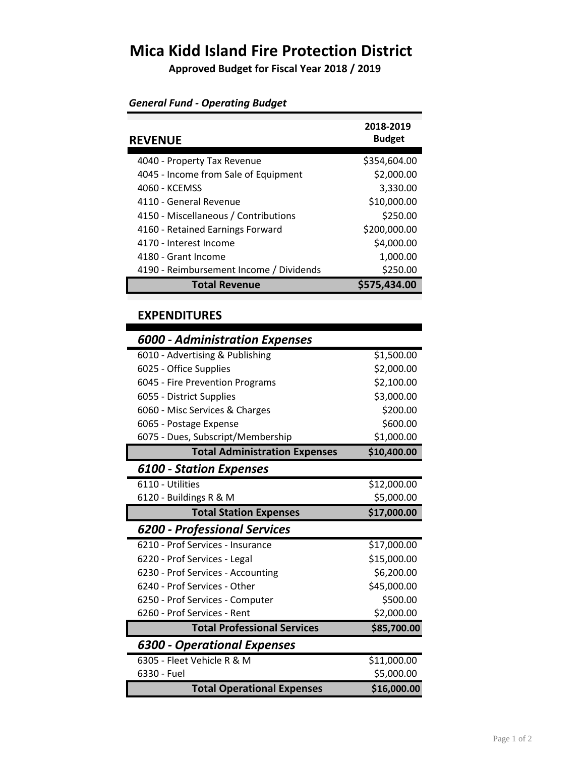# Mica Kidd Island Fire Protection District

**Approved Budget for Fiscal Year 2018 / 2019**

***General Fund - Operating Budget***

| REVENUE | 2018-2019 Budget |
| --- | --- |
| 4040 - Property Tax Revenue | $354,604.00 |
| 4045 - Income from Sale of Equipment | $2,000.00 |
| 4060 - KCEMSS | 3,330.00 |
| 4110 - General Revenue | $10,000.00 |
| 4150 - Miscellaneous / Contributions | $250.00 |
| 4160 - Retained Earnings Forward | $200,000.00 |
| 4170 - Interest Income | $4,000.00 |
| 4180 - Grant Income | 1,000.00 |
| 4190 - Reimbursement Income / Dividends | $250.00 |
| **Total Revenue** | **$575,434.00** |

## EXPENDITURES

| ***6000 - Administration Expenses*** | |
| --- | --- |
| 6010 - Advertising & Publishing | $1,500.00 |
| 6025 - Office Supplies | $2,000.00 |
| 6045 - Fire Prevention Programs | $2,100.00 |
| 6055 - District Supplies | $3,000.00 |
| 6060 - Misc Services & Charges | $200.00 |
| 6065 - Postage Expense | $600.00 |
| 6075 - Dues, Subscript/Membership | $1,000.00 |
| **Total Administration Expenses** | **$10,400.00** |
| ***6100 - Station Expenses*** | |
| 6110 - Utilities | $12,000.00 |
| 6120 - Buildings R & M | $5,000.00 |
| **Total Station Expenses** | **$17,000.00** |
| ***6200 - Professional Services*** | |
| 6210 - Prof Services - Insurance | $17,000.00 |
| 6220 - Prof Services - Legal | $15,000.00 |
| 6230 - Prof Services - Accounting | $6,200.00 |
| 6240 - Prof Services - Other | $45,000.00 |
| 6250 - Prof Services - Computer | $500.00 |
| 6260 - Prof Services - Rent | $2,000.00 |
| **Total Professional Services** | **$85,700.00** |
| ***6300 - Operational Expenses*** | |
| 6305 - Fleet Vehicle R & M | $11,000.00 |
| 6330 - Fuel | $5,000.00 |
| **Total Operational Expenses** | **$16,000.00** |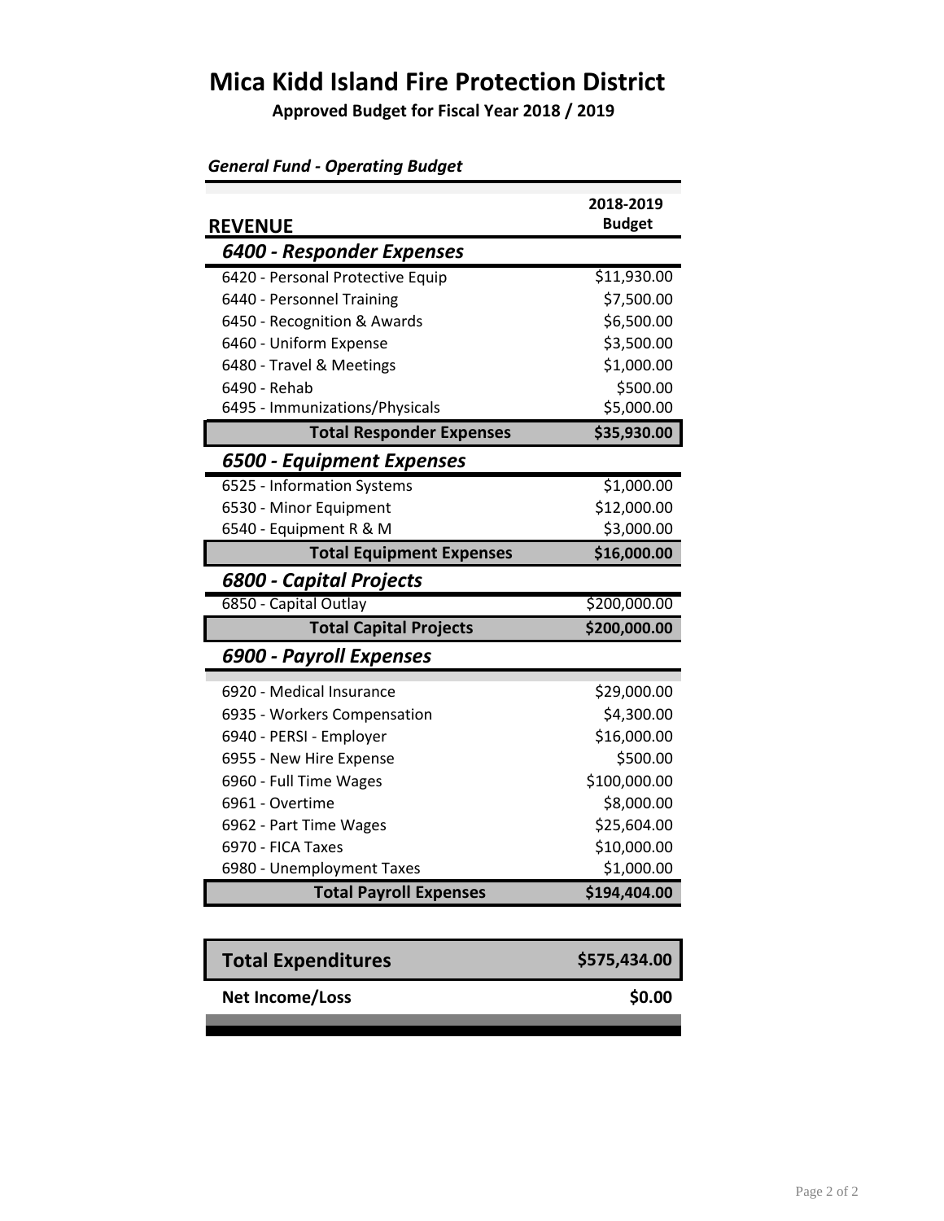# Mica Kidd Island Fire Protection District

**Approved Budget for Fiscal Year 2018 / 2019**

***General Fund - Operating Budget***

| REVENUE | 2018-2019 Budget |
| --- | --- |
| ***6400 - Responder Expenses*** | |
| 6420 - Personal Protective Equip | \$11,930.00 |
| 6440 - Personnel Training | \$7,500.00 |
| 6450 - Recognition & Awards | \$6,500.00 |
| 6460 - Uniform Expense | \$3,500.00 |
| 6480 - Travel & Meetings | \$1,000.00 |
| 6490 - Rehab | \$500.00 |
| 6495 - Immunizations/Physicals | \$5,000.00 |
| **Total Responder Expenses** | **\$35,930.00** |
| ***6500 - Equipment Expenses*** | |
| 6525 - Information Systems | \$1,000.00 |
| 6530 - Minor Equipment | \$12,000.00 |
| 6540 - Equipment R & M | \$3,000.00 |
| **Total Equipment Expenses** | **\$16,000.00** |
| ***6800 - Capital Projects*** | |
| 6850 - Capital Outlay | \$200,000.00 |
| **Total Capital Projects** | **\$200,000.00** |
| ***6900 - Payroll Expenses*** | |
| 6920 - Medical Insurance | \$29,000.00 |
| 6935 - Workers Compensation | \$4,300.00 |
| 6940 - PERSI - Employer | \$16,000.00 |
| 6955 - New Hire Expense | \$500.00 |
| 6960 - Full Time Wages | \$100,000.00 |
| 6961 - Overtime | \$8,000.00 |
| 6962 - Part Time Wages | \$25,604.00 |
| 6970 - FICA Taxes | \$10,000.00 |
| 6980 - Unemployment Taxes | \$1,000.00 |
| **Total Payroll Expenses** | **\$194,404.00** |

| | |
| --- | --- |
| **Total Expenditures** | **\$575,434.00** |
| **Net Income/Loss** | **\$0.00** |